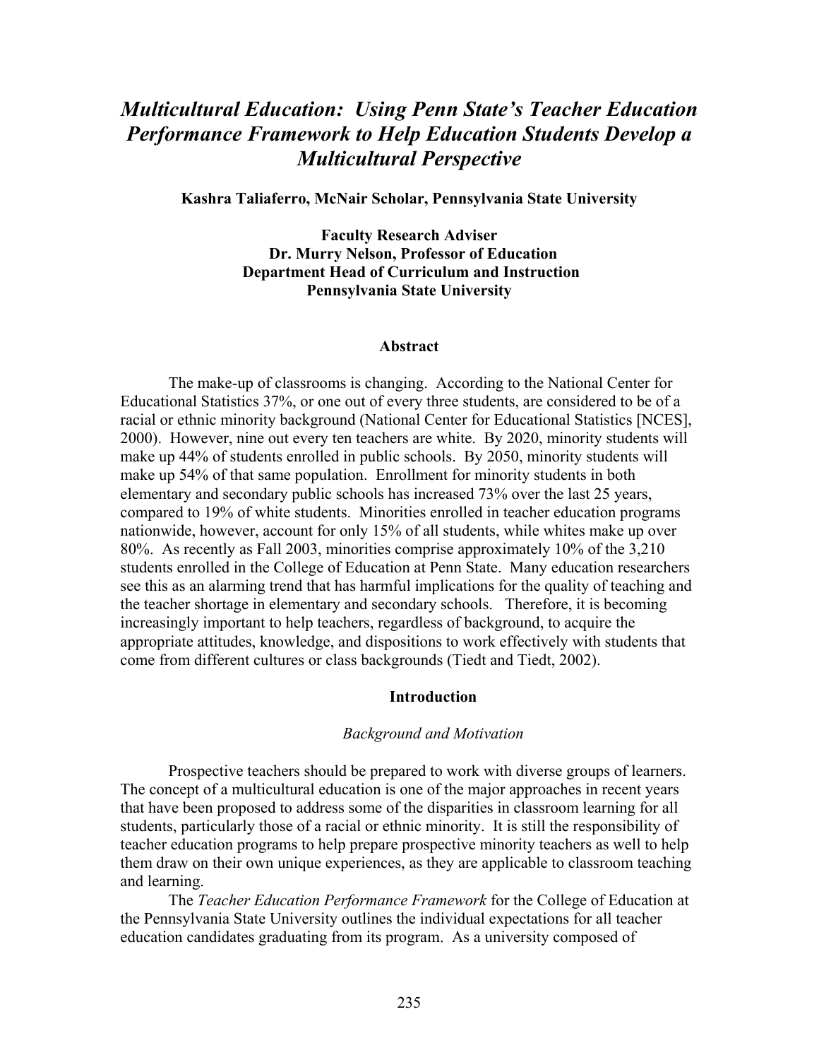# *Multicultural Education: Using Penn State's Teacher Education Performance Framework to Help Education Students Develop a Multicultural Perspective*

**Kashra Taliaferro, McNair Scholar, Pennsylvania State University**

**Faculty Research Adviser**
**Dr. Murry Nelson, Professor of Education**
**Department Head of Curriculum and Instruction**
**Pennsylvania State University**

## Abstract

The make-up of classrooms is changing. According to the National Center for Educational Statistics 37%, or one out of every three students, are considered to be of a racial or ethnic minority background (National Center for Educational Statistics [NCES], 2000). However, nine out every ten teachers are white. By 2020, minority students will make up 44% of students enrolled in public schools. By 2050, minority students will make up 54% of that same population. Enrollment for minority students in both elementary and secondary public schools has increased 73% over the last 25 years, compared to 19% of white students. Minorities enrolled in teacher education programs nationwide, however, account for only 15% of all students, while whites make up over 80%. As recently as Fall 2003, minorities comprise approximately 10% of the 3,210 students enrolled in the College of Education at Penn State. Many education researchers see this as an alarming trend that has harmful implications for the quality of teaching and the teacher shortage in elementary and secondary schools. Therefore, it is becoming increasingly important to help teachers, regardless of background, to acquire the appropriate attitudes, knowledge, and dispositions to work effectively with students that come from different cultures or class backgrounds (Tiedt and Tiedt, 2002).

## Introduction

### *Background and Motivation*

Prospective teachers should be prepared to work with diverse groups of learners. The concept of a multicultural education is one of the major approaches in recent years that have been proposed to address some of the disparities in classroom learning for all students, particularly those of a racial or ethnic minority. It is still the responsibility of teacher education programs to help prepare prospective minority teachers as well to help them draw on their own unique experiences, as they are applicable to classroom teaching and learning.

The *Teacher Education Performance Framework* for the College of Education at the Pennsylvania State University outlines the individual expectations for all teacher education candidates graduating from its program. As a university composed of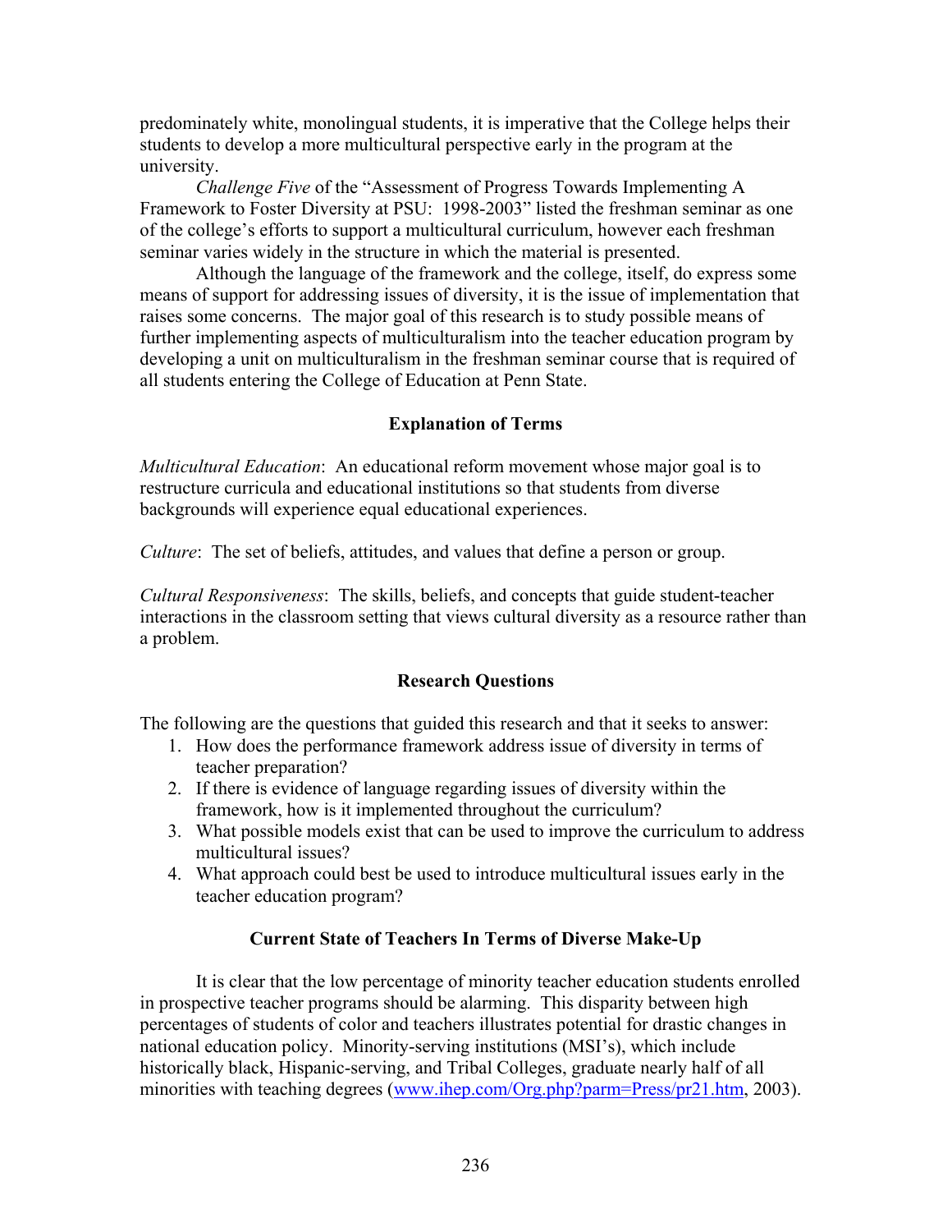predominately white, monolingual students, it is imperative that the College helps their students to develop a more multicultural perspective early in the program at the university.

*Challenge Five* of the "Assessment of Progress Towards Implementing A Framework to Foster Diversity at PSU: 1998-2003" listed the freshman seminar as one of the college's efforts to support a multicultural curriculum, however each freshman seminar varies widely in the structure in which the material is presented.

Although the language of the framework and the college, itself, do express some means of support for addressing issues of diversity, it is the issue of implementation that raises some concerns. The major goal of this research is to study possible means of further implementing aspects of multiculturalism into the teacher education program by developing a unit on multiculturalism in the freshman seminar course that is required of all students entering the College of Education at Penn State.

## Explanation of Terms

*Multicultural Education*: An educational reform movement whose major goal is to restructure curricula and educational institutions so that students from diverse backgrounds will experience equal educational experiences.

*Culture*: The set of beliefs, attitudes, and values that define a person or group.

*Cultural Responsiveness*: The skills, beliefs, and concepts that guide student-teacher interactions in the classroom setting that views cultural diversity as a resource rather than a problem.

## Research Questions

The following are the questions that guided this research and that it seeks to answer:

1. How does the performance framework address issue of diversity in terms of teacher preparation?
2. If there is evidence of language regarding issues of diversity within the framework, how is it implemented throughout the curriculum?
3. What possible models exist that can be used to improve the curriculum to address multicultural issues?
4. What approach could best be used to introduce multicultural issues early in the teacher education program?

## Current State of Teachers In Terms of Diverse Make-Up

It is clear that the low percentage of minority teacher education students enrolled in prospective teacher programs should be alarming. This disparity between high percentages of students of color and teachers illustrates potential for drastic changes in national education policy. Minority-serving institutions (MSI's), which include historically black, Hispanic-serving, and Tribal Colleges, graduate nearly half of all minorities with teaching degrees (www.ihep.com/Org.php?parm=Press/pr21.htm, 2003).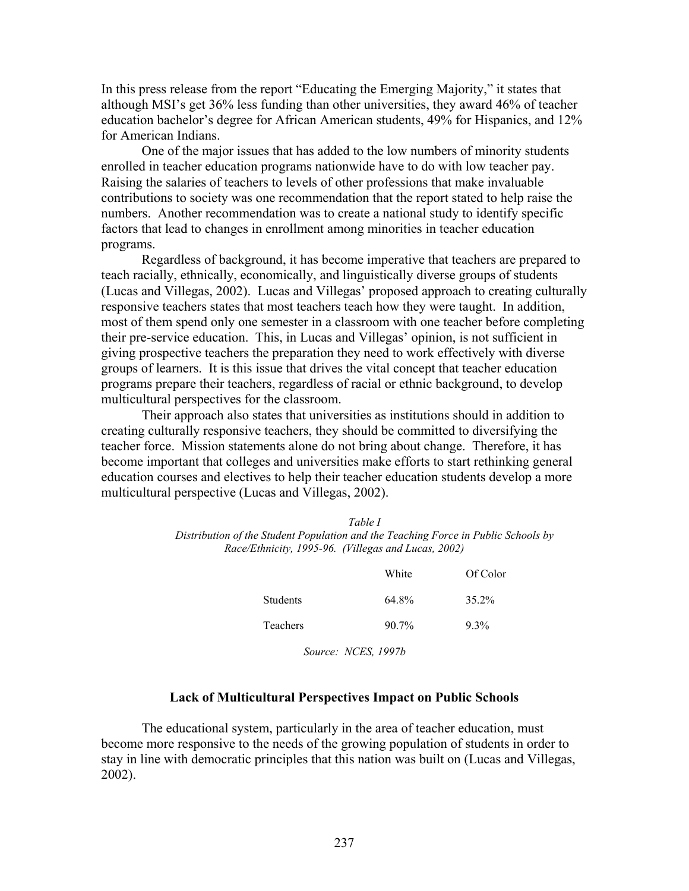In this press release from the report "Educating the Emerging Majority," it states that although MSI's get 36% less funding than other universities, they award 46% of teacher education bachelor's degree for African American students, 49% for Hispanics, and 12% for American Indians.

One of the major issues that has added to the low numbers of minority students enrolled in teacher education programs nationwide have to do with low teacher pay. Raising the salaries of teachers to levels of other professions that make invaluable contributions to society was one recommendation that the report stated to help raise the numbers. Another recommendation was to create a national study to identify specific factors that lead to changes in enrollment among minorities in teacher education programs.

Regardless of background, it has become imperative that teachers are prepared to teach racially, ethnically, economically, and linguistically diverse groups of students (Lucas and Villegas, 2002). Lucas and Villegas' proposed approach to creating culturally responsive teachers states that most teachers teach how they were taught. In addition, most of them spend only one semester in a classroom with one teacher before completing their pre-service education. This, in Lucas and Villegas' opinion, is not sufficient in giving prospective teachers the preparation they need to work effectively with diverse groups of learners. It is this issue that drives the vital concept that teacher education programs prepare their teachers, regardless of racial or ethnic background, to develop multicultural perspectives for the classroom.

Their approach also states that universities as institutions should in addition to creating culturally responsive teachers, they should be committed to diversifying the teacher force. Mission statements alone do not bring about change. Therefore, it has become important that colleges and universities make efforts to start rethinking general education courses and electives to help their teacher education students develop a more multicultural perspective (Lucas and Villegas, 2002).

*Table I*
*Distribution of the Student Population and the Teaching Force in Public Schools by Race/Ethnicity, 1995-96. (Villegas and Lucas, 2002)*

| | White | Of Color |
|---|---|---|
| Students | 64.8% | 35.2% |
| Teachers | 90.7% | 9.3% |

*Source: NCES, 1997b*

### Lack of Multicultural Perspectives Impact on Public Schools

The educational system, particularly in the area of teacher education, must become more responsive to the needs of the growing population of students in order to stay in line with democratic principles that this nation was built on (Lucas and Villegas, 2002).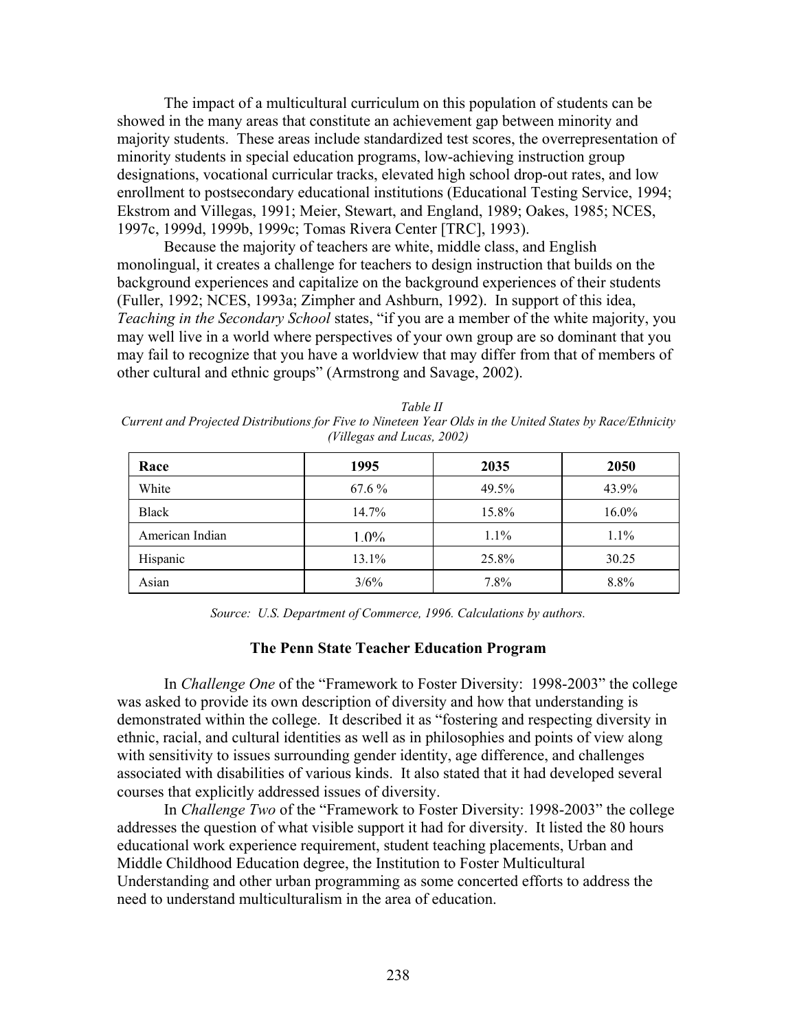The impact of a multicultural curriculum on this population of students can be showed in the many areas that constitute an achievement gap between minority and majority students. These areas include standardized test scores, the overrepresentation of minority students in special education programs, low-achieving instruction group designations, vocational curricular tracks, elevated high school drop-out rates, and low enrollment to postsecondary educational institutions (Educational Testing Service, 1994; Ekstrom and Villegas, 1991; Meier, Stewart, and England, 1989; Oakes, 1985; NCES, 1997c, 1999d, 1999b, 1999c; Tomas Rivera Center [TRC], 1993).

Because the majority of teachers are white, middle class, and English monolingual, it creates a challenge for teachers to design instruction that builds on the background experiences and capitalize on the background experiences of their students (Fuller, 1992; NCES, 1993a; Zimpher and Ashburn, 1992). In support of this idea, *Teaching in the Secondary School* states, "if you are a member of the white majority, you may well live in a world where perspectives of your own group are so dominant that you may fail to recognize that you have a worldview that may differ from that of members of other cultural and ethnic groups" (Armstrong and Savage, 2002).

*Table II*
*Current and Projected Distributions for Five to Nineteen Year Olds in the United States by Race/Ethnicity (Villegas and Lucas, 2002)*

| Race | 1995 | 2035 | 2050 |
|---|---|---|---|
| White | 67.6 % | 49.5% | 43.9% |
| Black | 14.7% | 15.8% | 16.0% |
| American Indian | 1.0% | 1.1% | 1.1% |
| Hispanic | 13.1% | 25.8% | 30.25 |
| Asian | 3/6% | 7.8% | 8.8% |

*Source: U.S. Department of Commerce, 1996. Calculations by authors.*

## The Penn State Teacher Education Program

In *Challenge One* of the "Framework to Foster Diversity: 1998-2003" the college was asked to provide its own description of diversity and how that understanding is demonstrated within the college. It described it as "fostering and respecting diversity in ethnic, racial, and cultural identities as well as in philosophies and points of view along with sensitivity to issues surrounding gender identity, age difference, and challenges associated with disabilities of various kinds. It also stated that it had developed several courses that explicitly addressed issues of diversity.

In *Challenge Two* of the "Framework to Foster Diversity: 1998-2003" the college addresses the question of what visible support it had for diversity. It listed the 80 hours educational work experience requirement, student teaching placements, Urban and Middle Childhood Education degree, the Institution to Foster Multicultural Understanding and other urban programming as some concerted efforts to address the need to understand multiculturalism in the area of education.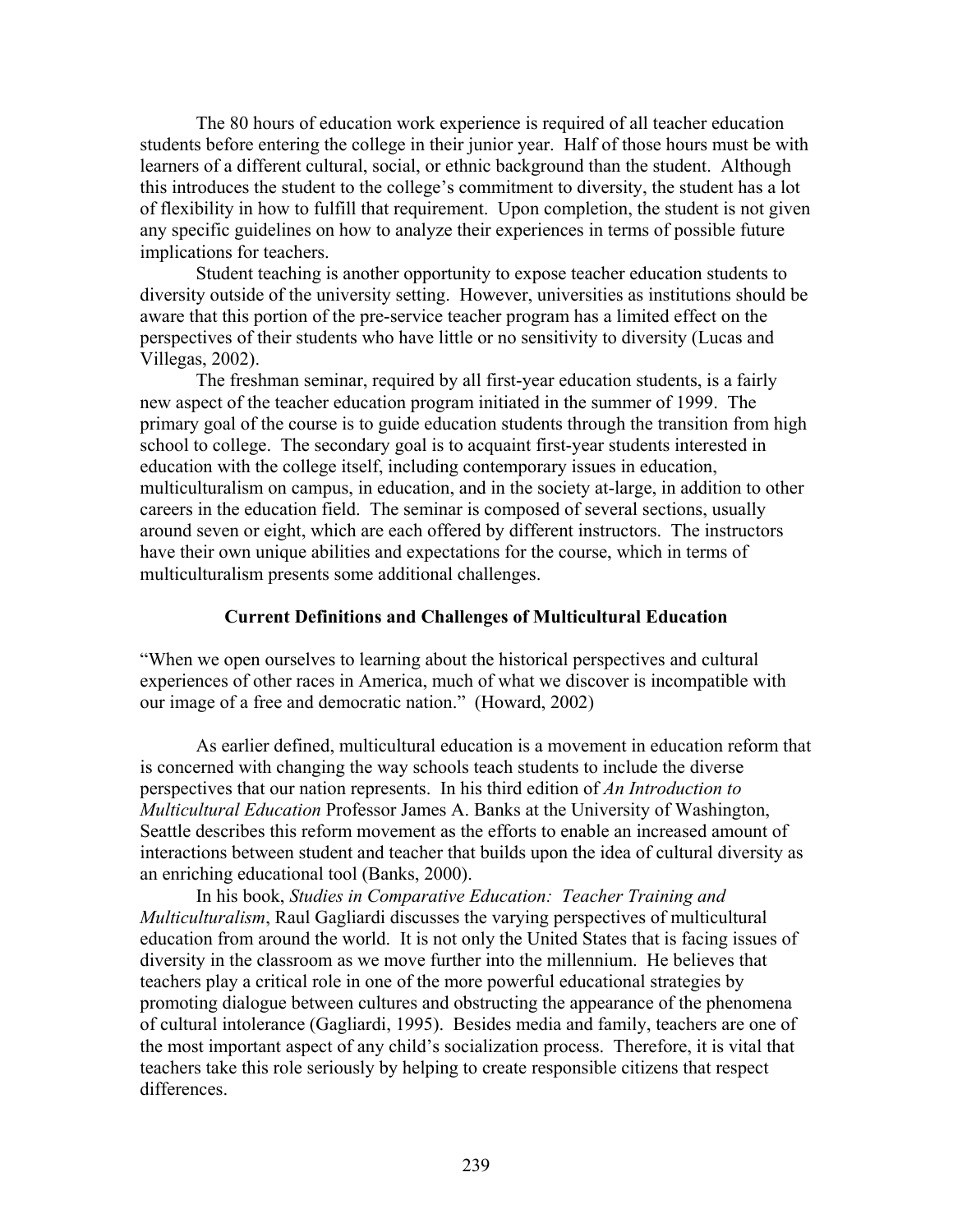The 80 hours of education work experience is required of all teacher education students before entering the college in their junior year. Half of those hours must be with learners of a different cultural, social, or ethnic background than the student. Although this introduces the student to the college's commitment to diversity, the student has a lot of flexibility in how to fulfill that requirement. Upon completion, the student is not given any specific guidelines on how to analyze their experiences in terms of possible future implications for teachers.

Student teaching is another opportunity to expose teacher education students to diversity outside of the university setting. However, universities as institutions should be aware that this portion of the pre-service teacher program has a limited effect on the perspectives of their students who have little or no sensitivity to diversity (Lucas and Villegas, 2002).

The freshman seminar, required by all first-year education students, is a fairly new aspect of the teacher education program initiated in the summer of 1999. The primary goal of the course is to guide education students through the transition from high school to college. The secondary goal is to acquaint first-year students interested in education with the college itself, including contemporary issues in education, multiculturalism on campus, in education, and in the society at-large, in addition to other careers in the education field. The seminar is composed of several sections, usually around seven or eight, which are each offered by different instructors. The instructors have their own unique abilities and expectations for the course, which in terms of multiculturalism presents some additional challenges.

## Current Definitions and Challenges of Multicultural Education

"When we open ourselves to learning about the historical perspectives and cultural experiences of other races in America, much of what we discover is incompatible with our image of a free and democratic nation." (Howard, 2002)

As earlier defined, multicultural education is a movement in education reform that is concerned with changing the way schools teach students to include the diverse perspectives that our nation represents. In his third edition of *An Introduction to Multicultural Education* Professor James A. Banks at the University of Washington, Seattle describes this reform movement as the efforts to enable an increased amount of interactions between student and teacher that builds upon the idea of cultural diversity as an enriching educational tool (Banks, 2000).

In his book, *Studies in Comparative Education: Teacher Training and Multiculturalism*, Raul Gagliardi discusses the varying perspectives of multicultural education from around the world. It is not only the United States that is facing issues of diversity in the classroom as we move further into the millennium. He believes that teachers play a critical role in one of the more powerful educational strategies by promoting dialogue between cultures and obstructing the appearance of the phenomena of cultural intolerance (Gagliardi, 1995). Besides media and family, teachers are one of the most important aspect of any child's socialization process. Therefore, it is vital that teachers take this role seriously by helping to create responsible citizens that respect differences.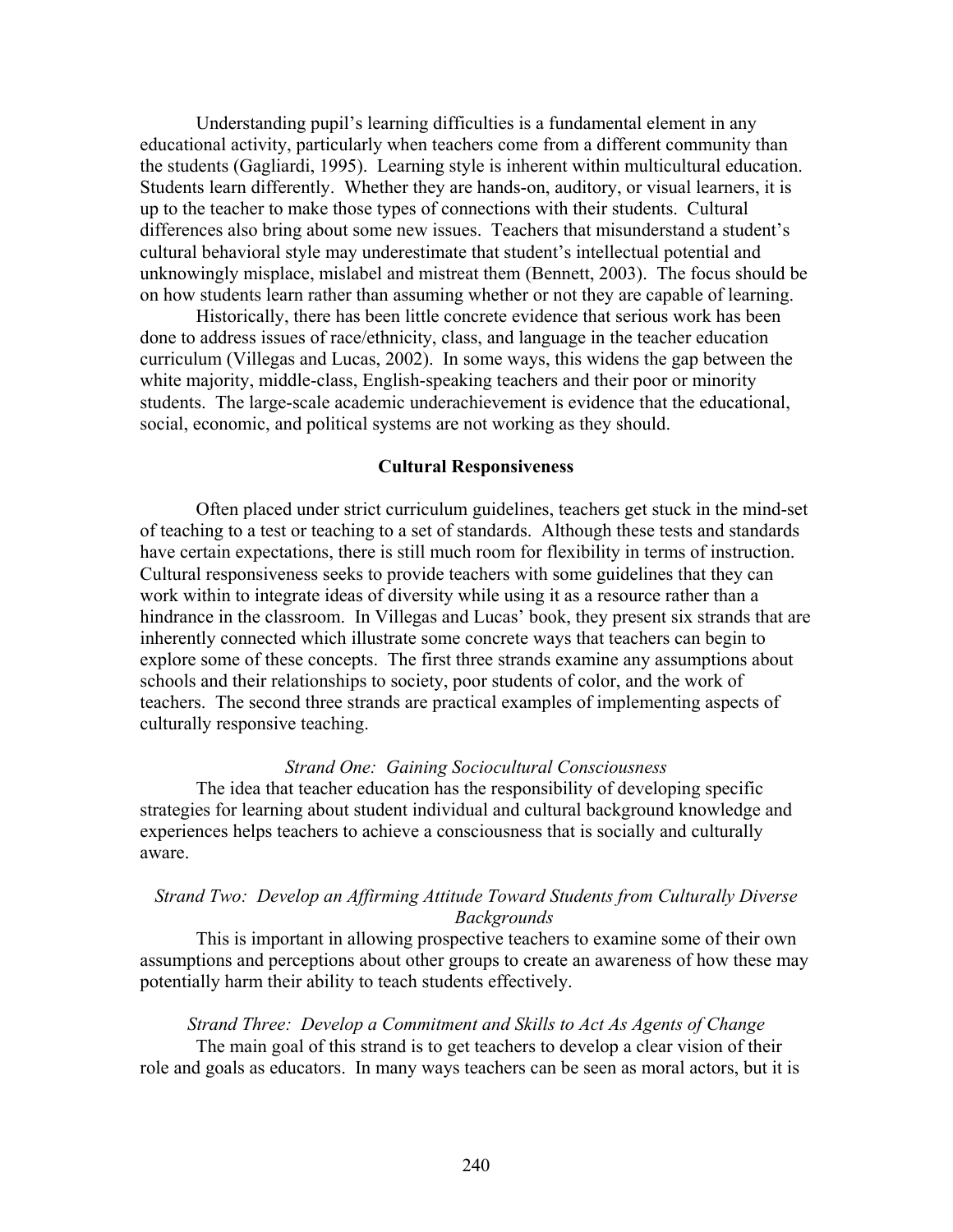Understanding pupil's learning difficulties is a fundamental element in any educational activity, particularly when teachers come from a different community than the students (Gagliardi, 1995). Learning style is inherent within multicultural education. Students learn differently. Whether they are hands-on, auditory, or visual learners, it is up to the teacher to make those types of connections with their students. Cultural differences also bring about some new issues. Teachers that misunderstand a student's cultural behavioral style may underestimate that student's intellectual potential and unknowingly misplace, mislabel and mistreat them (Bennett, 2003). The focus should be on how students learn rather than assuming whether or not they are capable of learning.

Historically, there has been little concrete evidence that serious work has been done to address issues of race/ethnicity, class, and language in the teacher education curriculum (Villegas and Lucas, 2002). In some ways, this widens the gap between the white majority, middle-class, English-speaking teachers and their poor or minority students. The large-scale academic underachievement is evidence that the educational, social, economic, and political systems are not working as they should.

## Cultural Responsiveness

Often placed under strict curriculum guidelines, teachers get stuck in the mind-set of teaching to a test or teaching to a set of standards. Although these tests and standards have certain expectations, there is still much room for flexibility in terms of instruction. Cultural responsiveness seeks to provide teachers with some guidelines that they can work within to integrate ideas of diversity while using it as a resource rather than a hindrance in the classroom. In Villegas and Lucas' book, they present six strands that are inherently connected which illustrate some concrete ways that teachers can begin to explore some of these concepts. The first three strands examine any assumptions about schools and their relationships to society, poor students of color, and the work of teachers. The second three strands are practical examples of implementing aspects of culturally responsive teaching.

### *Strand One: Gaining Sociocultural Consciousness*

The idea that teacher education has the responsibility of developing specific strategies for learning about student individual and cultural background knowledge and experiences helps teachers to achieve a consciousness that is socially and culturally aware.

### *Strand Two: Develop an Affirming Attitude Toward Students from Culturally Diverse Backgrounds*

This is important in allowing prospective teachers to examine some of their own assumptions and perceptions about other groups to create an awareness of how these may potentially harm their ability to teach students effectively.

### *Strand Three: Develop a Commitment and Skills to Act As Agents of Change*

The main goal of this strand is to get teachers to develop a clear vision of their role and goals as educators. In many ways teachers can be seen as moral actors, but it is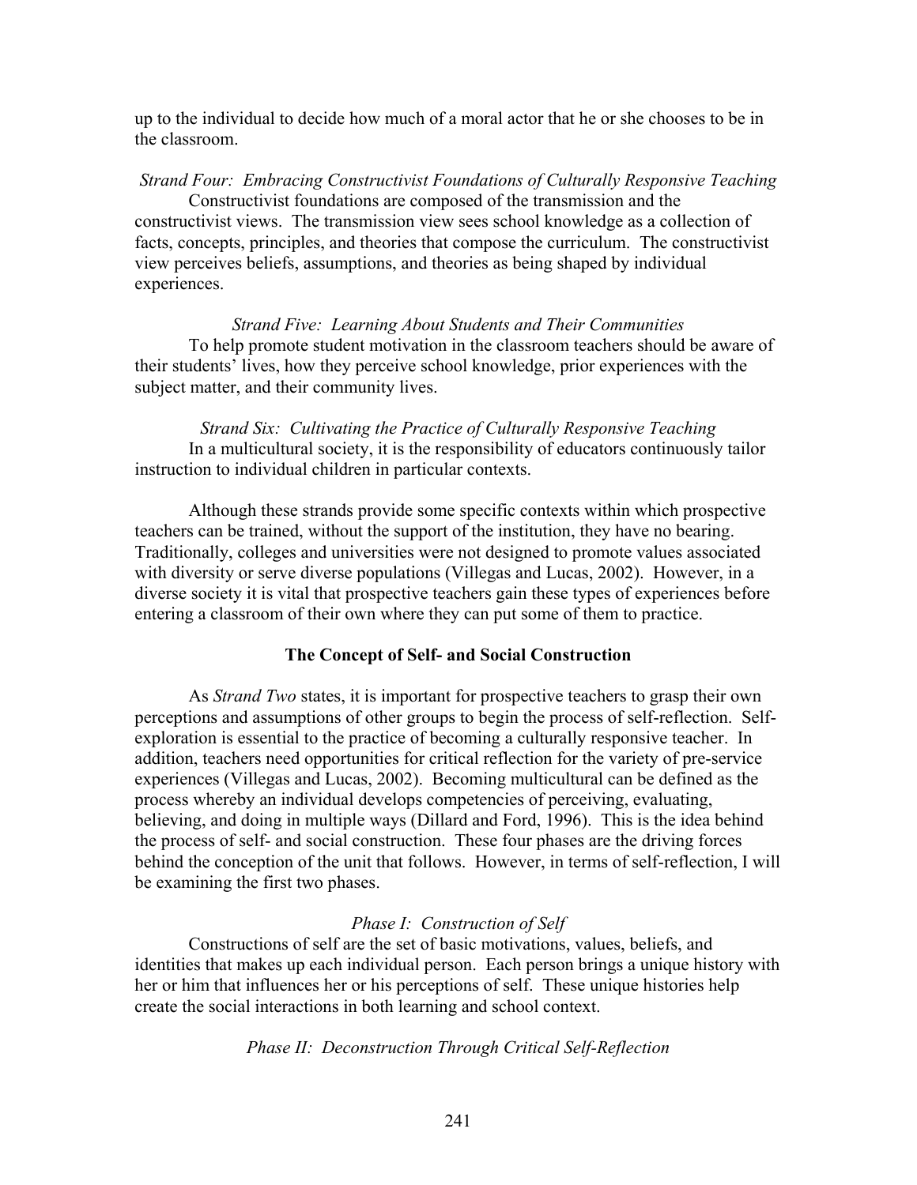up to the individual to decide how much of a moral actor that he or she chooses to be in the classroom.

*Strand Four: Embracing Constructivist Foundations of Culturally Responsive Teaching*

Constructivist foundations are composed of the transmission and the constructivist views. The transmission view sees school knowledge as a collection of facts, concepts, principles, and theories that compose the curriculum. The constructivist view perceives beliefs, assumptions, and theories as being shaped by individual experiences.

*Strand Five: Learning About Students and Their Communities*

To help promote student motivation in the classroom teachers should be aware of their students' lives, how they perceive school knowledge, prior experiences with the subject matter, and their community lives.

*Strand Six: Cultivating the Practice of Culturally Responsive Teaching*

In a multicultural society, it is the responsibility of educators continuously tailor instruction to individual children in particular contexts.

Although these strands provide some specific contexts within which prospective teachers can be trained, without the support of the institution, they have no bearing. Traditionally, colleges and universities were not designed to promote values associated with diversity or serve diverse populations (Villegas and Lucas, 2002). However, in a diverse society it is vital that prospective teachers gain these types of experiences before entering a classroom of their own where they can put some of them to practice.

## The Concept of Self- and Social Construction

As *Strand Two* states, it is important for prospective teachers to grasp their own perceptions and assumptions of other groups to begin the process of self-reflection. Self-exploration is essential to the practice of becoming a culturally responsive teacher. In addition, teachers need opportunities for critical reflection for the variety of pre-service experiences (Villegas and Lucas, 2002). Becoming multicultural can be defined as the process whereby an individual develops competencies of perceiving, evaluating, believing, and doing in multiple ways (Dillard and Ford, 1996). This is the idea behind the process of self- and social construction. These four phases are the driving forces behind the conception of the unit that follows. However, in terms of self-reflection, I will be examining the first two phases.

*Phase I: Construction of Self*

Constructions of self are the set of basic motivations, values, beliefs, and identities that makes up each individual person. Each person brings a unique history with her or him that influences her or his perceptions of self. These unique histories help create the social interactions in both learning and school context.

*Phase II: Deconstruction Through Critical Self-Reflection*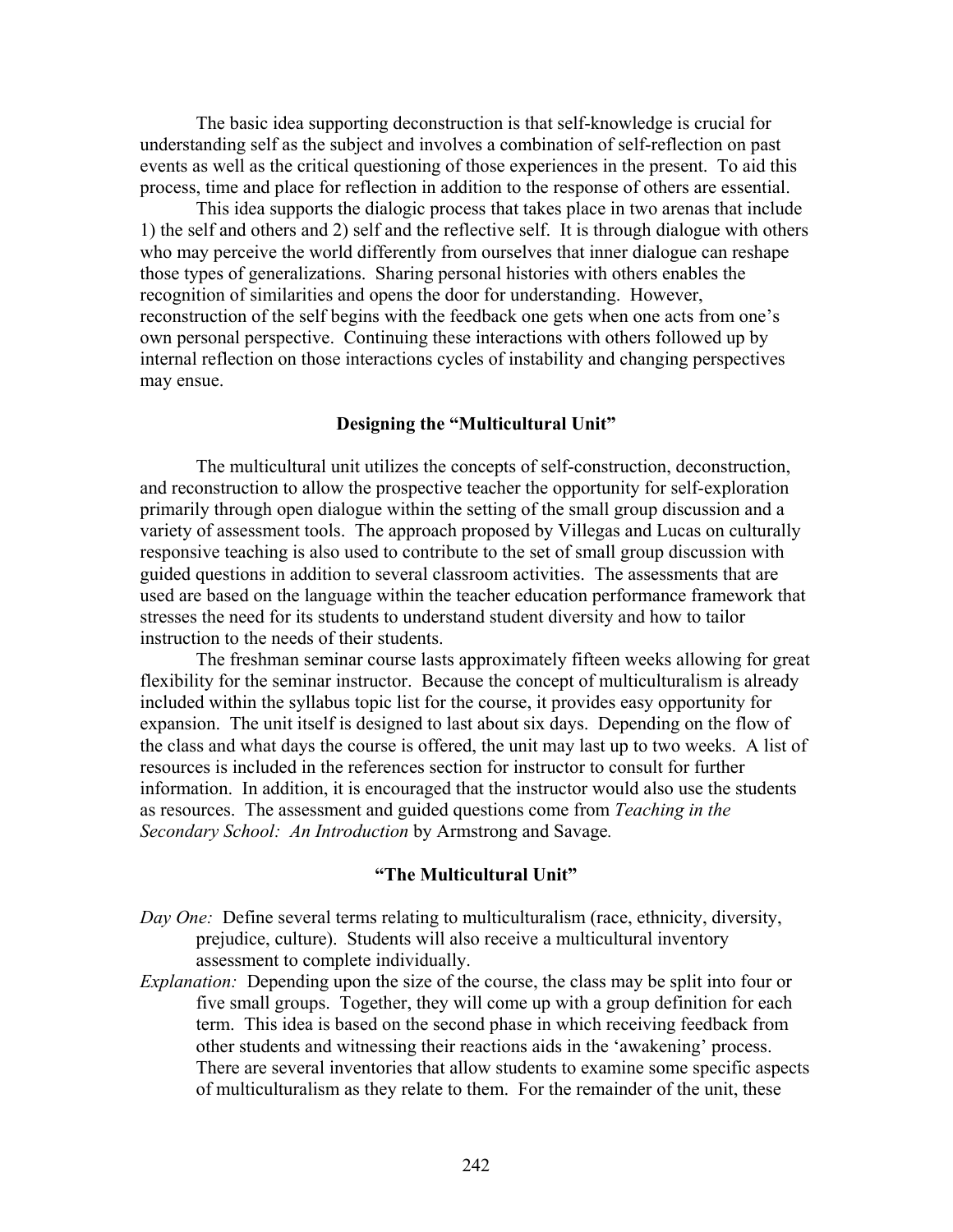The basic idea supporting deconstruction is that self-knowledge is crucial for understanding self as the subject and involves a combination of self-reflection on past events as well as the critical questioning of those experiences in the present. To aid this process, time and place for reflection in addition to the response of others are essential.

This idea supports the dialogic process that takes place in two arenas that include 1) the self and others and 2) self and the reflective self. It is through dialogue with others who may perceive the world differently from ourselves that inner dialogue can reshape those types of generalizations. Sharing personal histories with others enables the recognition of similarities and opens the door for understanding. However, reconstruction of the self begins with the feedback one gets when one acts from one's own personal perspective. Continuing these interactions with others followed up by internal reflection on those interactions cycles of instability and changing perspectives may ensue.

### Designing the "Multicultural Unit"

The multicultural unit utilizes the concepts of self-construction, deconstruction, and reconstruction to allow the prospective teacher the opportunity for self-exploration primarily through open dialogue within the setting of the small group discussion and a variety of assessment tools. The approach proposed by Villegas and Lucas on culturally responsive teaching is also used to contribute to the set of small group discussion with guided questions in addition to several classroom activities. The assessments that are used are based on the language within the teacher education performance framework that stresses the need for its students to understand student diversity and how to tailor instruction to the needs of their students.

The freshman seminar course lasts approximately fifteen weeks allowing for great flexibility for the seminar instructor. Because the concept of multiculturalism is already included within the syllabus topic list for the course, it provides easy opportunity for expansion. The unit itself is designed to last about six days. Depending on the flow of the class and what days the course is offered, the unit may last up to two weeks. A list of resources is included in the references section for instructor to consult for further information. In addition, it is encouraged that the instructor would also use the students as resources. The assessment and guided questions come from *Teaching in the Secondary School: An Introduction* by Armstrong and Savage.

### "The Multicultural Unit"

*Day One:* Define several terms relating to multiculturalism (race, ethnicity, diversity, prejudice, culture). Students will also receive a multicultural inventory assessment to complete individually.

*Explanation:* Depending upon the size of the course, the class may be split into four or five small groups. Together, they will come up with a group definition for each term. This idea is based on the second phase in which receiving feedback from other students and witnessing their reactions aids in the 'awakening' process. There are several inventories that allow students to examine some specific aspects of multiculturalism as they relate to them. For the remainder of the unit, these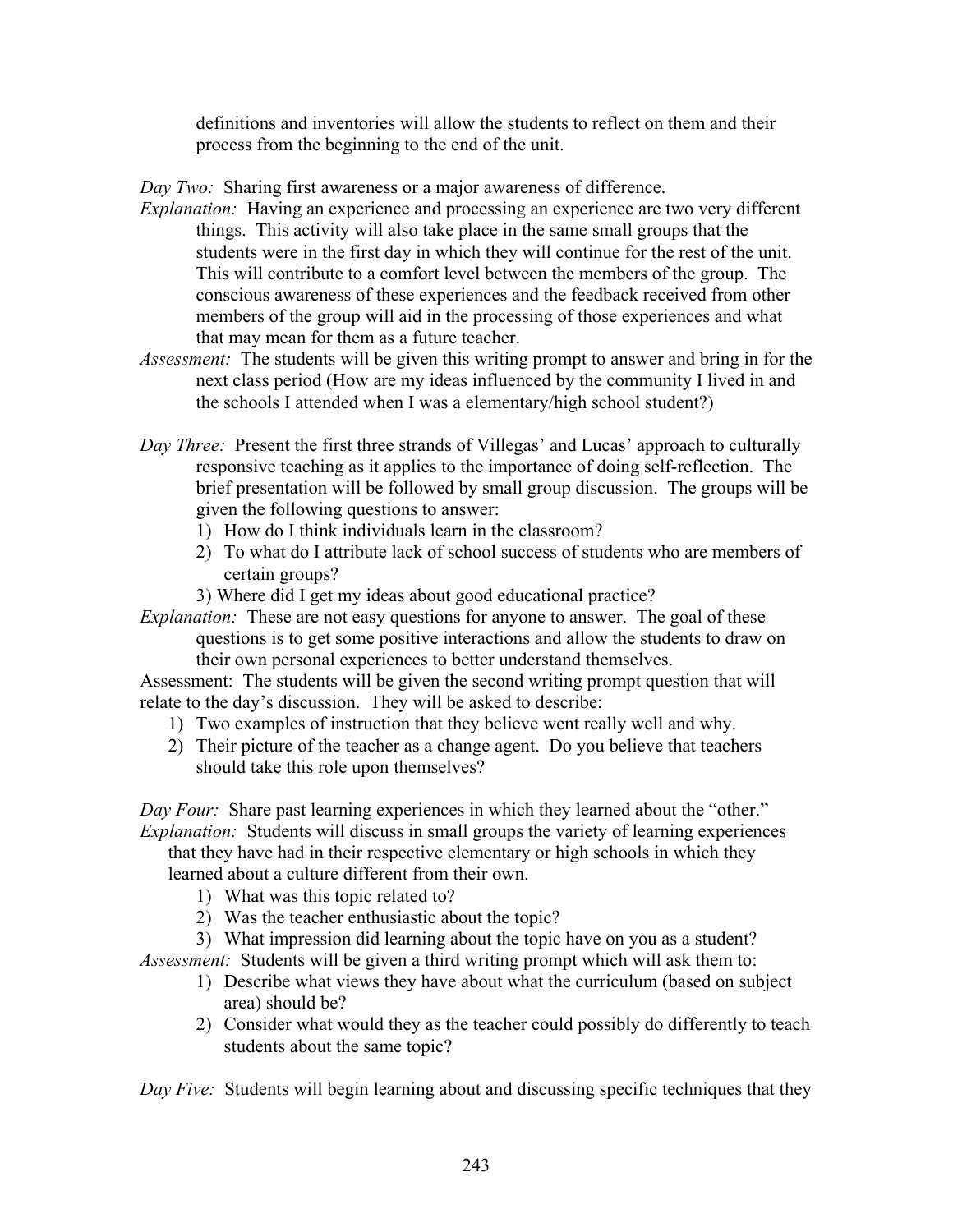definitions and inventories will allow the students to reflect on them and their process from the beginning to the end of the unit.

*Day Two:* Sharing first awareness or a major awareness of difference.

*Explanation:* Having an experience and processing an experience are two very different things. This activity will also take place in the same small groups that the students were in the first day in which they will continue for the rest of the unit. This will contribute to a comfort level between the members of the group. The conscious awareness of these experiences and the feedback received from other members of the group will aid in the processing of those experiences and what that may mean for them as a future teacher.

*Assessment:* The students will be given this writing prompt to answer and bring in for the next class period (How are my ideas influenced by the community I lived in and the schools I attended when I was a elementary/high school student?)

*Day Three:* Present the first three strands of Villegas' and Lucas' approach to culturally responsive teaching as it applies to the importance of doing self-reflection. The brief presentation will be followed by small group discussion. The groups will be given the following questions to answer:

1) How do I think individuals learn in the classroom?
2) To what do I attribute lack of school success of students who are members of certain groups?
3) Where did I get my ideas about good educational practice?

*Explanation:* These are not easy questions for anyone to answer. The goal of these questions is to get some positive interactions and allow the students to draw on their own personal experiences to better understand themselves.

Assessment: The students will be given the second writing prompt question that will relate to the day's discussion. They will be asked to describe:

1) Two examples of instruction that they believe went really well and why.
2) Their picture of the teacher as a change agent. Do you believe that teachers should take this role upon themselves?

*Day Four:* Share past learning experiences in which they learned about the "other."

*Explanation:* Students will discuss in small groups the variety of learning experiences that they have had in their respective elementary or high schools in which they learned about a culture different from their own.

1) What was this topic related to?
2) Was the teacher enthusiastic about the topic?
3) What impression did learning about the topic have on you as a student?

*Assessment:* Students will be given a third writing prompt which will ask them to:

1) Describe what views they have about what the curriculum (based on subject area) should be?
2) Consider what would they as the teacher could possibly do differently to teach students about the same topic?

*Day Five:* Students will begin learning about and discussing specific techniques that they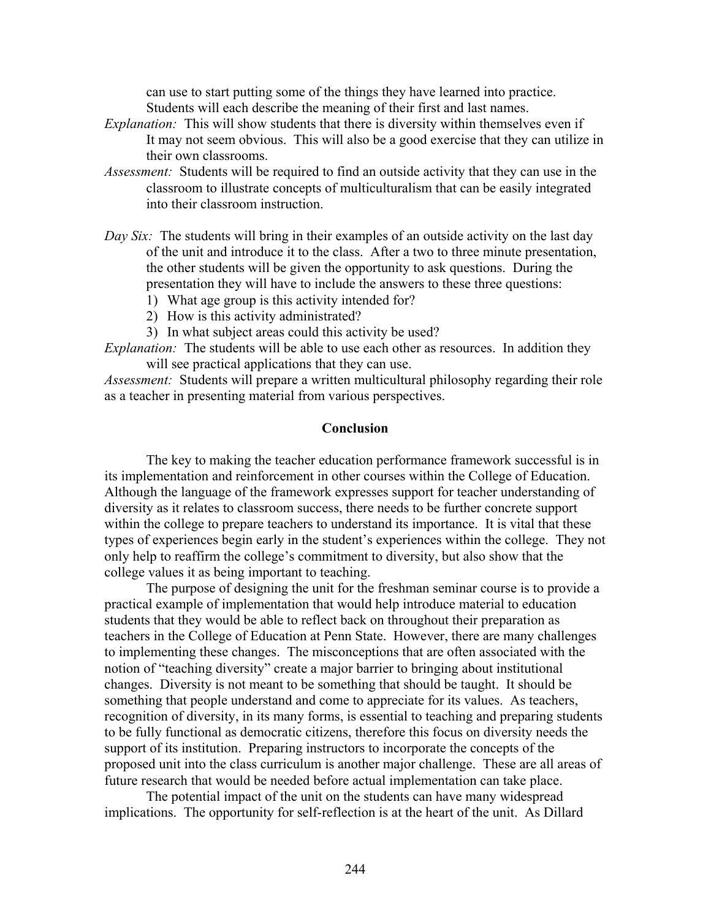can use to start putting some of the things they have learned into practice. Students will each describe the meaning of their first and last names.

*Explanation:* This will show students that there is diversity within themselves even if It may not seem obvious. This will also be a good exercise that they can utilize in their own classrooms.

*Assessment:* Students will be required to find an outside activity that they can use in the classroom to illustrate concepts of multiculturalism that can be easily integrated into their classroom instruction.

*Day Six:* The students will bring in their examples of an outside activity on the last day of the unit and introduce it to the class. After a two to three minute presentation, the other students will be given the opportunity to ask questions. During the presentation they will have to include the answers to these three questions:

1) What age group is this activity intended for?
2) How is this activity administrated?
3) In what subject areas could this activity be used?

*Explanation:* The students will be able to use each other as resources. In addition they will see practical applications that they can use.

*Assessment:* Students will prepare a written multicultural philosophy regarding their role as a teacher in presenting material from various perspectives.

## Conclusion

The key to making the teacher education performance framework successful is in its implementation and reinforcement in other courses within the College of Education. Although the language of the framework expresses support for teacher understanding of diversity as it relates to classroom success, there needs to be further concrete support within the college to prepare teachers to understand its importance. It is vital that these types of experiences begin early in the student's experiences within the college. They not only help to reaffirm the college's commitment to diversity, but also show that the college values it as being important to teaching.

The purpose of designing the unit for the freshman seminar course is to provide a practical example of implementation that would help introduce material to education students that they would be able to reflect back on throughout their preparation as teachers in the College of Education at Penn State. However, there are many challenges to implementing these changes. The misconceptions that are often associated with the notion of "teaching diversity" create a major barrier to bringing about institutional changes. Diversity is not meant to be something that should be taught. It should be something that people understand and come to appreciate for its values. As teachers, recognition of diversity, in its many forms, is essential to teaching and preparing students to be fully functional as democratic citizens, therefore this focus on diversity needs the support of its institution. Preparing instructors to incorporate the concepts of the proposed unit into the class curriculum is another major challenge. These are all areas of future research that would be needed before actual implementation can take place.

The potential impact of the unit on the students can have many widespread implications. The opportunity for self-reflection is at the heart of the unit. As Dillard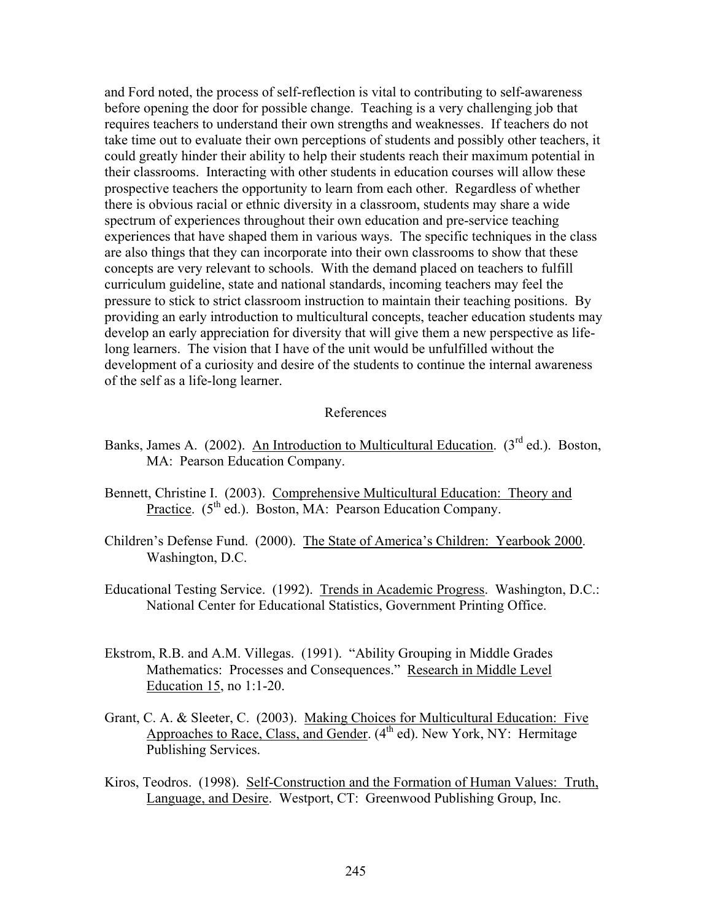and Ford noted, the process of self-reflection is vital to contributing to self-awareness before opening the door for possible change. Teaching is a very challenging job that requires teachers to understand their own strengths and weaknesses. If teachers do not take time out to evaluate their own perceptions of students and possibly other teachers, it could greatly hinder their ability to help their students reach their maximum potential in their classrooms. Interacting with other students in education courses will allow these prospective teachers the opportunity to learn from each other. Regardless of whether there is obvious racial or ethnic diversity in a classroom, students may share a wide spectrum of experiences throughout their own education and pre-service teaching experiences that have shaped them in various ways. The specific techniques in the class are also things that they can incorporate into their own classrooms to show that these concepts are very relevant to schools. With the demand placed on teachers to fulfill curriculum guideline, state and national standards, incoming teachers may feel the pressure to stick to strict classroom instruction to maintain their teaching positions. By providing an early introduction to multicultural concepts, teacher education students may develop an early appreciation for diversity that will give them a new perspective as life-long learners. The vision that I have of the unit would be unfulfilled without the development of a curiosity and desire of the students to continue the internal awareness of the self as a life-long learner.

## References

Banks, James A. (2002). An Introduction to Multicultural Education. (3rd ed.). Boston, MA: Pearson Education Company.

Bennett, Christine I. (2003). Comprehensive Multicultural Education: Theory and Practice. (5th ed.). Boston, MA: Pearson Education Company.

Children's Defense Fund. (2000). The State of America's Children: Yearbook 2000. Washington, D.C.

Educational Testing Service. (1992). Trends in Academic Progress. Washington, D.C.: National Center for Educational Statistics, Government Printing Office.

Ekstrom, R.B. and A.M. Villegas. (1991). "Ability Grouping in Middle Grades Mathematics: Processes and Consequences." Research in Middle Level Education 15, no 1:1-20.

Grant, C. A. & Sleeter, C. (2003). Making Choices for Multicultural Education: Five Approaches to Race, Class, and Gender. (4th ed). New York, NY: Hermitage Publishing Services.

Kiros, Teodros. (1998). Self-Construction and the Formation of Human Values: Truth, Language, and Desire. Westport, CT: Greenwood Publishing Group, Inc.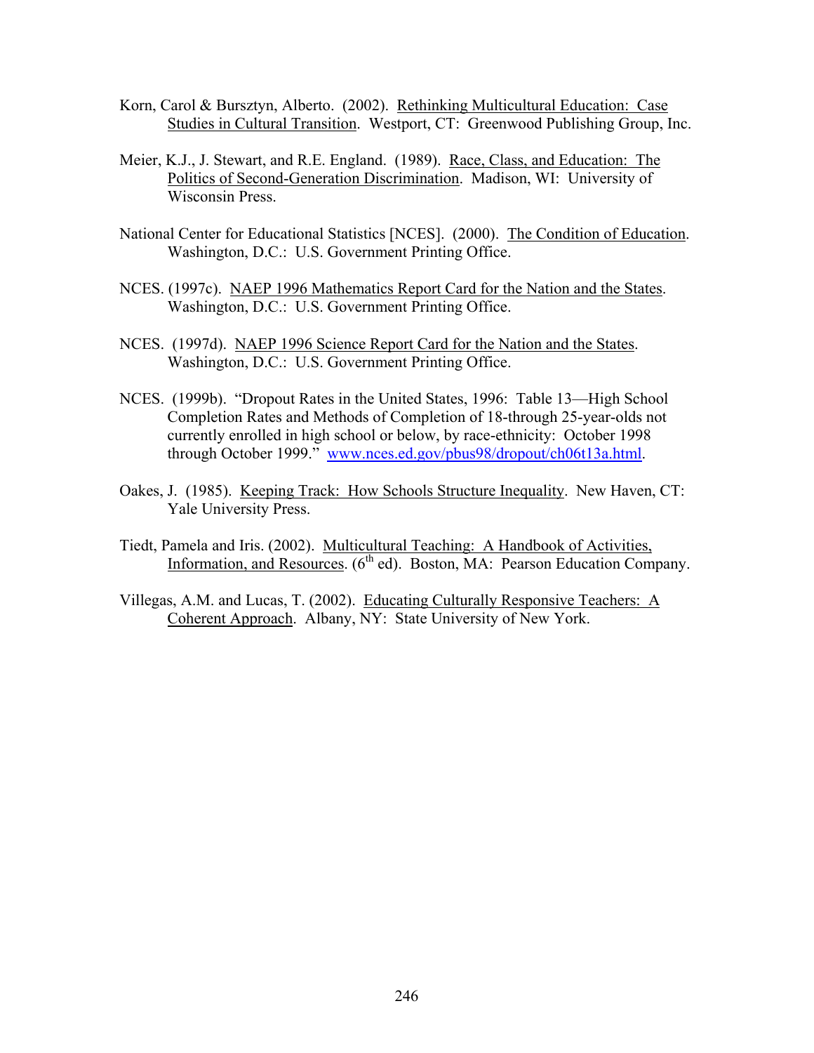Korn, Carol & Bursztyn, Alberto. (2002). Rethinking Multicultural Education: Case Studies in Cultural Transition. Westport, CT: Greenwood Publishing Group, Inc.

Meier, K.J., J. Stewart, and R.E. England. (1989). Race, Class, and Education: The Politics of Second-Generation Discrimination. Madison, WI: University of Wisconsin Press.

National Center for Educational Statistics [NCES]. (2000). The Condition of Education. Washington, D.C.: U.S. Government Printing Office.

NCES. (1997c). NAEP 1996 Mathematics Report Card for the Nation and the States. Washington, D.C.: U.S. Government Printing Office.

NCES. (1997d). NAEP 1996 Science Report Card for the Nation and the States. Washington, D.C.: U.S. Government Printing Office.

NCES. (1999b). "Dropout Rates in the United States, 1996: Table 13—High School Completion Rates and Methods of Completion of 18-through 25-year-olds not currently enrolled in high school or below, by race-ethnicity: October 1998 through October 1999." www.nces.ed.gov/pbus98/dropout/ch06t13a.html.

Oakes, J. (1985). Keeping Track: How Schools Structure Inequality. New Haven, CT: Yale University Press.

Tiedt, Pamela and Iris. (2002). Multicultural Teaching: A Handbook of Activities, Information, and Resources. (6th ed). Boston, MA: Pearson Education Company.

Villegas, A.M. and Lucas, T. (2002). Educating Culturally Responsive Teachers: A Coherent Approach. Albany, NY: State University of New York.